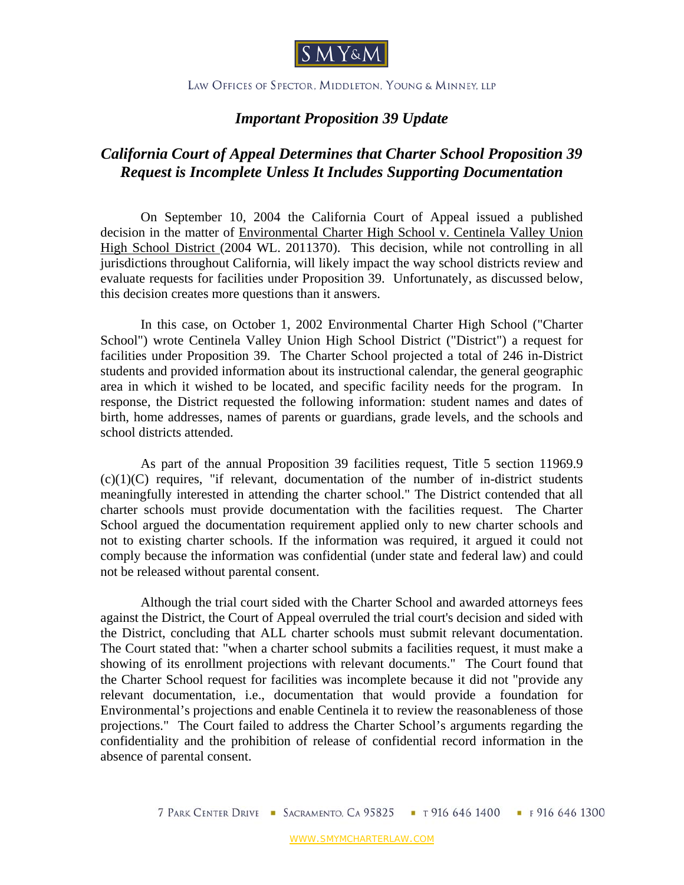SMY&M

LAW OFFICES OF SPECTOR, MIDDLETON, YOUNG & MINNEY, LLP

## *Important Proposition 39 Update*

## *California Court of Appeal Determines that Charter School Proposition 39 Request is Incomplete Unless It Includes Supporting Documentation*

On September 10, 2004 the California Court of Appeal issued a published decision in the matter of Environmental Charter High School v. Centinela Valley Union High School District (2004 WL. 2011370). This decision, while not controlling in all jurisdictions throughout California, will likely impact the way school districts review and evaluate requests for facilities under Proposition 39. Unfortunately, as discussed below, this decision creates more questions than it answers.

In this case, on October 1, 2002 Environmental Charter High School ("Charter School") wrote Centinela Valley Union High School District ("District") a request for facilities under Proposition 39. The Charter School projected a total of 246 in-District students and provided information about its instructional calendar, the general geographic area in which it wished to be located, and specific facility needs for the program. In response, the District requested the following information: student names and dates of birth, home addresses, names of parents or guardians, grade levels, and the schools and school districts attended.

As part of the annual Proposition 39 facilities request, Title 5 section 11969.9 (c)(1)(C) requires, "if relevant, documentation of the number of in-district students meaningfully interested in attending the charter school." The District contended that all charter schools must provide documentation with the facilities request. The Charter School argued the documentation requirement applied only to new charter schools and not to existing charter schools. If the information was required, it argued it could not comply because the information was confidential (under state and federal law) and could not be released without parental consent.

Although the trial court sided with the Charter School and awarded attorneys fees against the District, the Court of Appeal overruled the trial court's decision and sided with the District, concluding that ALL charter schools must submit relevant documentation. The Court stated that: "when a charter school submits a facilities request, it must make a showing of its enrollment projections with relevant documents." The Court found that the Charter School request for facilities was incomplete because it did not "provide any relevant documentation, i.e., documentation that would provide a foundation for Environmental's projections and enable Centinela it to review the reasonableness of those projections." The Court failed to address the Charter School's arguments regarding the confidentiality and the prohibition of release of confidential record information in the absence of parental consent.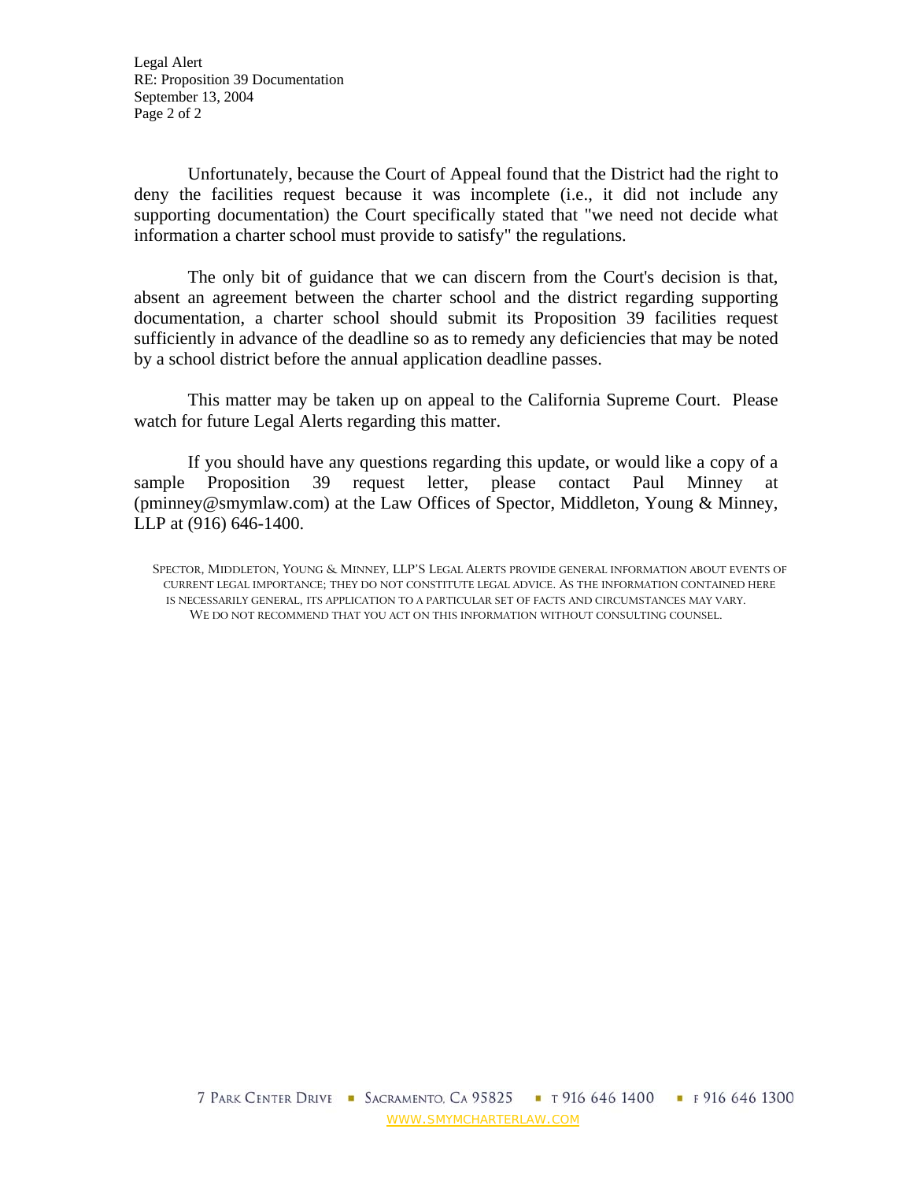Unfortunately, because the Court of Appeal found that the District had the right to deny the facilities request because it was incomplete (i.e., it did not include any supporting documentation) the Court specifically stated that "we need not decide what information a charter school must provide to satisfy" the regulations.

The only bit of guidance that we can discern from the Court's decision is that, absent an agreement between the charter school and the district regarding supporting documentation, a charter school should submit its Proposition 39 facilities request sufficiently in advance of the deadline so as to remedy any deficiencies that may be noted by a school district before the annual application deadline passes.

This matter may be taken up on appeal to the California Supreme Court. Please watch for future Legal Alerts regarding this matter.

If you should have any questions regarding this update, or would like a copy of a sample Proposition 39 request letter, please contact Paul Minney at (pminney@smymlaw.com) at the Law Offices of Spector, Middleton, Young & Minney, LLP at (916) 646-1400.

SPECTOR, MIDDLETON, YOUNG & MINNEY, LLP'S LEGAL ALERTS PROVIDE GENERAL INFORMATION ABOUT EVENTS OF CURRENT LEGAL IMPORTANCE; THEY DO NOT CONSTITUTE LEGAL ADVICE. AS THE INFORMATION CONTAINED HERE IS NECESSARILY GENERAL, ITS APPLICATION TO A PARTICULAR SET OF FACTS AND CIRCUMSTANCES MAY VARY. WE DO NOT RECOMMEND THAT YOU ACT ON THIS INFORMATION WITHOUT CONSULTING COUNSEL.

7 PARK CENTER DRIVE ▪ SACRAMENTO, CA 95825 ▪ T 916 646 1400 ▪ F 916 646 1300
WWW.SMYMCHARTERLAW.COM